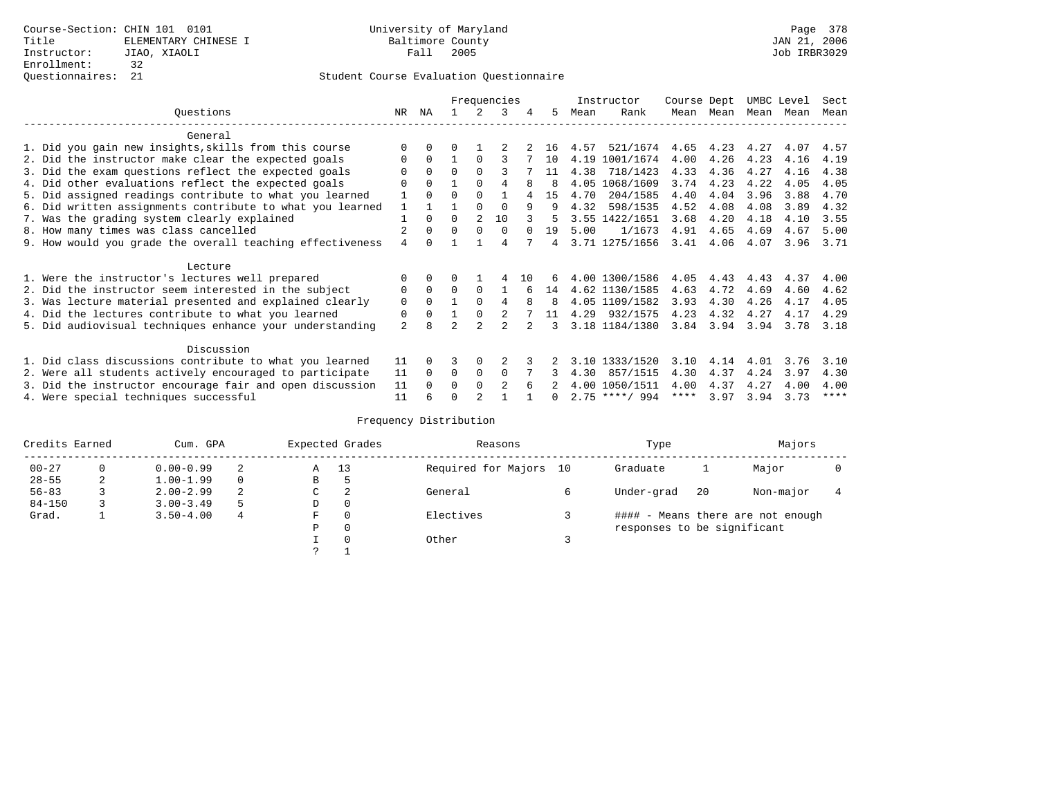Course-Section: CHIN 101 0101
Title: ELEMENTARY CHINESE I
Instructor: JIAO, XIAOLI
Enrollment: 32
Questionnaires: 21

University of Maryland
Baltimore County
Fall 2005

JAN 21, 2006
Job IRBR3029

## Student Course Evaluation Questionnaire

| Questions | NR | NA | 1 | 2 | 3 | 4 | 5 | Instructor Mean | Instructor Rank | Course Mean | Dept Mean | UMBC Mean | Level Mean | Sect Mean |
|---|---|---|---|---|---|---|---|---|---|---|---|---|---|---|
| **General** | | | | | | | | | | | | | | |
| 1. Did you gain new insights,skills from this course | 0 | 0 | 0 | 1 | 2 | 2 | 16 | 4.57 | 521/1674 | 4.65 | 4.23 | 4.27 | 4.07 | 4.57 |
| 2. Did the instructor make clear the expected goals | 0 | 0 | 1 | 0 | 3 | 7 | 10 | 4.19 | 1001/1674 | 4.00 | 4.26 | 4.23 | 4.16 | 4.19 |
| 3. Did the exam questions reflect the expected goals | 0 | 0 | 0 | 0 | 3 | 7 | 11 | 4.38 | 718/1423 | 4.33 | 4.36 | 4.27 | 4.16 | 4.38 |
| 4. Did other evaluations reflect the expected goals | 0 | 0 | 1 | 0 | 4 | 8 | 8 | 4.05 | 1068/1609 | 3.74 | 4.23 | 4.22 | 4.05 | 4.05 |
| 5. Did assigned readings contribute to what you learned | 1 | 0 | 0 | 0 | 1 | 4 | 15 | 4.70 | 204/1585 | 4.40 | 4.04 | 3.96 | 3.88 | 4.70 |
| 6. Did written assignments contribute to what you learned | 1 | 1 | 1 | 0 | 0 | 9 | 9 | 4.32 | 598/1535 | 4.52 | 4.08 | 4.08 | 3.89 | 4.32 |
| 7. Was the grading system clearly explained | 1 | 0 | 0 | 2 | 10 | 3 | 5 | 3.55 | 1422/1651 | 3.68 | 4.20 | 4.18 | 4.10 | 3.55 |
| 8. How many times was class cancelled | 2 | 0 | 0 | 0 | 0 | 0 | 19 | 5.00 | 1/1673 | 4.91 | 4.65 | 4.69 | 4.67 | 5.00 |
| 9. How would you grade the overall teaching effectiveness | 4 | 0 | 1 | 1 | 4 | 7 | 4 | 3.71 | 1275/1656 | 3.41 | 4.06 | 4.07 | 3.96 | 3.71 |
| **Lecture** | | | | | | | | | | | | | | |
| 1. Were the instructor's lectures well prepared | 0 | 0 | 0 | 1 | 4 | 10 | 6 | 4.00 | 1300/1586 | 4.05 | 4.43 | 4.43 | 4.37 | 4.00 |
| 2. Did the instructor seem interested in the subject | 0 | 0 | 0 | 0 | 1 | 6 | 14 | 4.62 | 1130/1585 | 4.63 | 4.72 | 4.69 | 4.60 | 4.62 |
| 3. Was lecture material presented and explained clearly | 0 | 0 | 1 | 0 | 4 | 8 | 8 | 4.05 | 1109/1582 | 3.93 | 4.30 | 4.26 | 4.17 | 4.05 |
| 4. Did the lectures contribute to what you learned | 0 | 0 | 1 | 0 | 2 | 7 | 11 | 4.29 | 932/1575 | 4.23 | 4.32 | 4.27 | 4.17 | 4.29 |
| 5. Did audiovisual techniques enhance your understanding | 2 | 8 | 2 | 2 | 2 | 2 | 3 | 3.18 | 1184/1380 | 3.84 | 3.94 | 3.94 | 3.78 | 3.18 |
| **Discussion** | | | | | | | | | | | | | | |
| 1. Did class discussions contribute to what you learned | 11 | 0 | 3 | 0 | 2 | 3 | 2 | 3.10 | 1333/1520 | 3.10 | 4.14 | 4.01 | 3.76 | 3.10 |
| 2. Were all students actively encouraged to participate | 11 | 0 | 0 | 0 | 0 | 7 | 3 | 4.30 | 857/1515 | 4.30 | 4.37 | 4.24 | 3.97 | 4.30 |
| 3. Did the instructor encourage fair and open discussion | 11 | 0 | 0 | 0 | 2 | 6 | 2 | 4.00 | 1050/1511 | 4.00 | 4.37 | 4.27 | 4.00 | 4.00 |
| 4. Were special techniques successful | 11 | 6 | 0 | 2 | 1 | 1 | 0 | 2.75 | ****/ 994 | **** | 3.97 | 3.94 | 3.73 | **** |

## Frequency Distribution

| Credits Earned | | Cum. GPA | | Expected Grades | | Reasons | | Type | | Majors | |
|---|---|---|---|---|---|---|---|---|---|---|---|
| 00-27 | 0 | 0.00-0.99 | 2 | A | 13 | Required for Majors | 10 | Graduate | 1 | Major | 0 |
| 28-55 | 2 | 1.00-1.99 | 0 | B | 5 | | | | | | |
| 56-83 | 3 | 2.00-2.99 | 2 | C | 2 | General | 6 | Under-grad | 20 | Non-major | 4 |
| 84-150 | 3 | 3.00-3.49 | 5 | D | 0 | | | | | | |
| Grad. | 1 | 3.50-4.00 | 4 | F | 0 | Electives | 3 | #### - Means there are not enough responses to be significant | | | |
| | | | | P | 0 | | | | | | |
| | | | | I | 0 | Other | 3 | | | | |
| | | | | ? | 1 | | | | | | |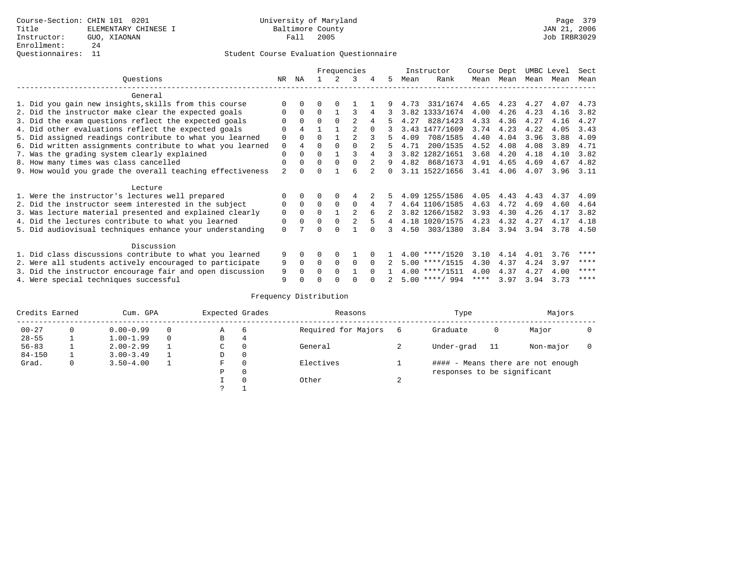Course-Section: CHIN 101 0201
Title: ELEMENTARY CHINESE I
Instructor: GUO, XIAONAN
Enrollment: 24
Questionnaires: 11

University of Maryland
Baltimore County
Fall 2005

Page 379
JAN 21, 2006
Job IRBR3029

## Student Course Evaluation Questionnaire

| Questions | NR | NA | 1 | 2 | 3 | 4 | 5 | Instructor Mean | Instructor Rank | Course Mean | Dept Mean | UMBC Mean | Level Mean | Sect Mean |
|---|---|---|---|---|---|---|---|---|---|---|---|---|---|---|
| **General** | | | | | | | | | | | | | | |
| 1. Did you gain new insights,skills from this course | 0 | 0 | 0 | 0 | 1 | 1 | 9 | 4.73 | 331/1674 | 4.65 | 4.23 | 4.27 | 4.07 | 4.73 |
| 2. Did the instructor make clear the expected goals | 0 | 0 | 0 | 1 | 3 | 4 | 3 | 3.82 | 1333/1674 | 4.00 | 4.26 | 4.23 | 4.16 | 3.82 |
| 3. Did the exam questions reflect the expected goals | 0 | 0 | 0 | 0 | 2 | 4 | 5 | 4.27 | 828/1423 | 4.33 | 4.36 | 4.27 | 4.16 | 4.27 |
| 4. Did other evaluations reflect the expected goals | 0 | 4 | 1 | 1 | 2 | 0 | 3 | 3.43 | 1477/1609 | 3.74 | 4.23 | 4.22 | 4.05 | 3.43 |
| 5. Did assigned readings contribute to what you learned | 0 | 0 | 0 | 1 | 2 | 3 | 5 | 4.09 | 708/1585 | 4.40 | 4.04 | 3.96 | 3.88 | 4.09 |
| 6. Did written assignments contribute to what you learned | 0 | 4 | 0 | 0 | 0 | 2 | 5 | 4.71 | 200/1535 | 4.52 | 4.08 | 4.08 | 3.89 | 4.71 |
| 7. Was the grading system clearly explained | 0 | 0 | 0 | 1 | 3 | 4 | 3 | 3.82 | 1282/1651 | 3.68 | 4.20 | 4.18 | 4.10 | 3.82 |
| 8. How many times was class cancelled | 0 | 0 | 0 | 0 | 0 | 2 | 9 | 4.82 | 868/1673 | 4.91 | 4.65 | 4.69 | 4.67 | 4.82 |
| 9. How would you grade the overall teaching effectiveness | 2 | 0 | 0 | 1 | 6 | 2 | 0 | 3.11 | 1522/1656 | 3.41 | 4.06 | 4.07 | 3.96 | 3.11 |
| **Lecture** | | | | | | | | | | | | | | |
| 1. Were the instructor's lectures well prepared | 0 | 0 | 0 | 0 | 4 | 2 | 5 | 4.09 | 1255/1586 | 4.05 | 4.43 | 4.43 | 4.37 | 4.09 |
| 2. Did the instructor seem interested in the subject | 0 | 0 | 0 | 0 | 0 | 4 | 7 | 4.64 | 1106/1585 | 4.63 | 4.72 | 4.69 | 4.60 | 4.64 |
| 3. Was lecture material presented and explained clearly | 0 | 0 | 0 | 1 | 2 | 6 | 2 | 3.82 | 1266/1582 | 3.93 | 4.30 | 4.26 | 4.17 | 3.82 |
| 4. Did the lectures contribute to what you learned | 0 | 0 | 0 | 0 | 2 | 5 | 4 | 4.18 | 1020/1575 | 4.23 | 4.32 | 4.27 | 4.17 | 4.18 |
| 5. Did audiovisual techniques enhance your understanding | 0 | 7 | 0 | 0 | 1 | 0 | 3 | 4.50 | 303/1380 | 3.84 | 3.94 | 3.94 | 3.78 | 4.50 |
| **Discussion** | | | | | | | | | | | | | | |
| 1. Did class discussions contribute to what you learned | 9 | 0 | 0 | 0 | 1 | 0 | 1 | 4.00 | ****/1520 | 3.10 | 4.14 | 4.01 | 3.76 | **** |
| 2. Were all students actively encouraged to participate | 9 | 0 | 0 | 0 | 0 | 0 | 2 | 5.00 | ****/1515 | 4.30 | 4.37 | 4.24 | 3.97 | **** |
| 3. Did the instructor encourage fair and open discussion | 9 | 0 | 0 | 0 | 1 | 0 | 1 | 4.00 | ****/1511 | 4.00 | 4.37 | 4.27 | 4.00 | **** |
| 4. Were special techniques successful | 9 | 0 | 0 | 0 | 0 | 0 | 2 | 5.00 | ****/ 994 | **** | 3.97 | 3.94 | 3.73 | **** |

### Frequency Distribution

| Credits Earned | | Cum. GPA | | Expected Grades | | Reasons | | Type | | Majors | |
|---|---|---|---|---|---|---|---|---|---|---|---|
| 00-27 | 0 | 0.00-0.99 | 0 | A | 6 | Required for Majors | 6 | Graduate | 0 | Major | 0 |
| 28-55 | 1 | 1.00-1.99 | 0 | B | 4 | | | | | | |
| 56-83 | 1 | 2.00-2.99 | 1 | C | 0 | General | 2 | Under-grad | 11 | Non-major | 0 |
| 84-150 | 1 | 3.00-3.49 | 1 | D | 0 | | | | | | |
| Grad. | 0 | 3.50-4.00 | 1 | F | 0 | Electives | 1 | #### - Means there are not enough responses to be significant | | | |
| | | | | P | 0 | | | | | | |
| | | | | I | 0 | Other | 2 | | | | |
| | | | | ? | 1 | | | | | | |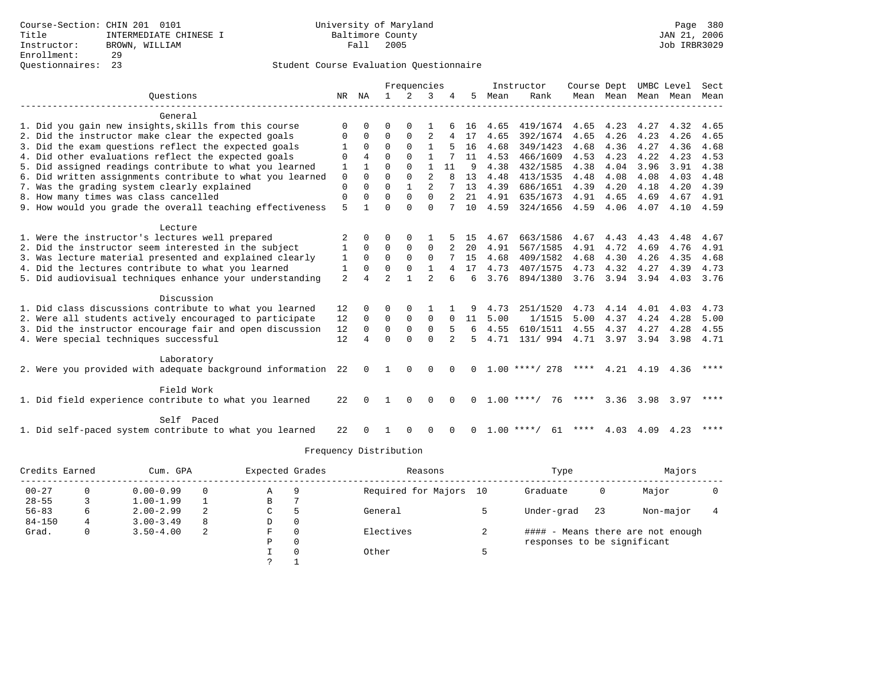Course-Section: CHIN 201 0101
Title: INTERMEDIATE CHINESE I
Instructor: BROWN, WILLIAM
Enrollment: 29
Questionnaires: 23

University of Maryland
Baltimore County
Fall 2005

Student Course Evaluation Questionnaire

| Questions | NR | NA | 1 | 2 | 3 | 4 | 5 | Instructor Mean | Instructor Rank | Course Mean | Dept Mean | UMBC Mean | Level Mean | Sect Mean |
|---|---|---|---|---|---|---|---|---|---|---|---|---|---|---|
| **General** | | | | | | | | | | | | | | |
| 1. Did you gain new insights,skills from this course | 0 | 0 | 0 | 0 | 1 | 6 | 16 | 4.65 | 419/1674 | 4.65 | 4.23 | 4.27 | 4.32 | 4.65 |
| 2. Did the instructor make clear the expected goals | 0 | 0 | 0 | 0 | 2 | 4 | 17 | 4.65 | 392/1674 | 4.65 | 4.26 | 4.23 | 4.26 | 4.65 |
| 3. Did the exam questions reflect the expected goals | 1 | 0 | 0 | 0 | 1 | 5 | 16 | 4.68 | 349/1423 | 4.68 | 4.36 | 4.27 | 4.36 | 4.68 |
| 4. Did other evaluations reflect the expected goals | 0 | 4 | 0 | 0 | 1 | 7 | 11 | 4.53 | 466/1609 | 4.53 | 4.23 | 4.22 | 4.23 | 4.53 |
| 5. Did assigned readings contribute to what you learned | 1 | 1 | 0 | 0 | 1 | 11 | 9 | 4.38 | 432/1585 | 4.38 | 4.04 | 3.96 | 3.91 | 4.38 |
| 6. Did written assignments contribute to what you learned | 0 | 0 | 0 | 0 | 2 | 8 | 13 | 4.48 | 413/1535 | 4.48 | 4.08 | 4.08 | 4.03 | 4.48 |
| 7. Was the grading system clearly explained | 0 | 0 | 0 | 1 | 2 | 7 | 13 | 4.39 | 686/1651 | 4.39 | 4.20 | 4.18 | 4.20 | 4.39 |
| 8. How many times was class cancelled | 0 | 0 | 0 | 0 | 0 | 2 | 21 | 4.91 | 635/1673 | 4.91 | 4.65 | 4.69 | 4.67 | 4.91 |
| 9. How would you grade the overall teaching effectiveness | 5 | 1 | 0 | 0 | 0 | 7 | 10 | 4.59 | 324/1656 | 4.59 | 4.06 | 4.07 | 4.10 | 4.59 |
| **Lecture** | | | | | | | | | | | | | | |
| 1. Were the instructor's lectures well prepared | 2 | 0 | 0 | 0 | 1 | 5 | 15 | 4.67 | 663/1586 | 4.67 | 4.43 | 4.43 | 4.48 | 4.67 |
| 2. Did the instructor seem interested in the subject | 1 | 0 | 0 | 0 | 0 | 2 | 20 | 4.91 | 567/1585 | 4.91 | 4.72 | 4.69 | 4.76 | 4.91 |
| 3. Was lecture material presented and explained clearly | 1 | 0 | 0 | 0 | 0 | 7 | 15 | 4.68 | 409/1582 | 4.68 | 4.30 | 4.26 | 4.35 | 4.68 |
| 4. Did the lectures contribute to what you learned | 1 | 0 | 0 | 0 | 1 | 4 | 17 | 4.73 | 407/1575 | 4.73 | 4.32 | 4.27 | 4.39 | 4.73 |
| 5. Did audiovisual techniques enhance your understanding | 2 | 4 | 2 | 1 | 2 | 6 | 6 | 3.76 | 894/1380 | 3.76 | 3.94 | 3.94 | 4.03 | 3.76 |
| **Discussion** | | | | | | | | | | | | | | |
| 1. Did class discussions contribute to what you learned | 12 | 0 | 0 | 0 | 1 | 1 | 9 | 4.73 | 251/1520 | 4.73 | 4.14 | 4.01 | 4.03 | 4.73 |
| 2. Were all students actively encouraged to participate | 12 | 0 | 0 | 0 | 0 | 0 | 11 | 5.00 | 1/1515 | 5.00 | 4.37 | 4.24 | 4.28 | 5.00 |
| 3. Did the instructor encourage fair and open discussion | 12 | 0 | 0 | 0 | 0 | 5 | 6 | 4.55 | 610/1511 | 4.55 | 4.37 | 4.27 | 4.28 | 4.55 |
| 4. Were special techniques successful | 12 | 4 | 0 | 0 | 0 | 2 | 5 | 4.71 | 131/ 994 | 4.71 | 3.97 | 3.94 | 3.98 | 4.71 |
| **Laboratory** | | | | | | | | | | | | | | |
| 2. Were you provided with adequate background information | 22 | 0 | 1 | 0 | 0 | 0 | 0 | 1.00 | ****/ 278 | **** | 4.21 | 4.19 | 4.36 | **** |
| **Field Work** | | | | | | | | | | | | | | |
| 1. Did field experience contribute to what you learned | 22 | 0 | 1 | 0 | 0 | 0 | 0 | 1.00 | ****/ 76 | **** | 3.36 | 3.98 | 3.97 | **** |
| **Self Paced** | | | | | | | | | | | | | | |
| 1. Did self-paced system contribute to what you learned | 22 | 0 | 1 | 0 | 0 | 0 | 0 | 1.00 | ****/ 61 | **** | 4.03 | 4.09 | 4.23 | **** |

## Frequency Distribution

| Credits Earned | | Cum. GPA | | Expected Grades | | Reasons | | Type | | Majors | |
|---|---|---|---|---|---|---|---|---|---|---|---|
| 00-27 | 0 | 0.00-0.99 | 0 | A | 9 | Required for Majors | 10 | Graduate | 0 | Major | 0 |
| 28-55 | 3 | 1.00-1.99 | 1 | B | 7 | | | | | | |
| 56-83 | 6 | 2.00-2.99 | 2 | C | 5 | General | 5 | Under-grad | 23 | Non-major | 4 |
| 84-150 | 4 | 3.00-3.49 | 8 | D | 0 | | | | | | |
| Grad. | 0 | 3.50-4.00 | 2 | F | 0 | Electives | 2 | | | | |
| | | | | P | 0 | | | | | | |
| | | | | I | 0 | Other | 5 | | | | |
| | | | | ? | 1 | | | | | | |

#### - Means there are not enough responses to be significant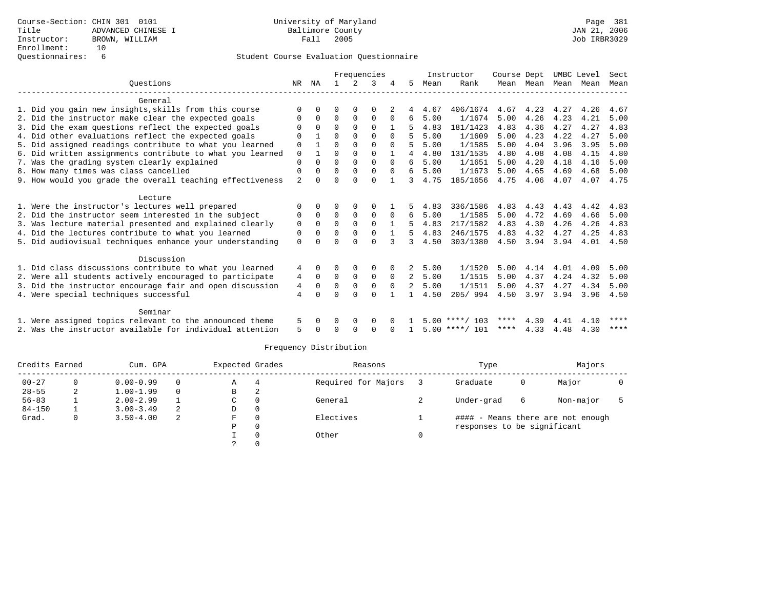Course-Section: CHIN 301 0101
Title: ADVANCED CHINESE I
Instructor: BROWN, WILLIAM
Enrollment: 10
Questionnaires: 6

University of Maryland
Baltimore County
Fall 2005

Page 381
JAN 21, 2006
Job IRBR3029

## Student Course Evaluation Questionnaire

| Questions | NR | NA | 1 | 2 | 3 | 4 | 5 | Instructor Mean | Rank | Course Mean | Dept Mean | UMBC Mean | Level Mean | Sect Mean |
|---|---|---|---|---|---|---|---|---|---|---|---|---|---|---|
| **General** | | | | | | | | | | | | | | |
| 1. Did you gain new insights,skills from this course | 0 | 0 | 0 | 0 | 0 | 2 | 4 | 4.67 | 406/1674 | 4.67 | 4.23 | 4.27 | 4.26 | 4.67 |
| 2. Did the instructor make clear the expected goals | 0 | 0 | 0 | 0 | 0 | 0 | 6 | 5.00 | 1/1674 | 5.00 | 4.26 | 4.23 | 4.21 | 5.00 |
| 3. Did the exam questions reflect the expected goals | 0 | 0 | 0 | 0 | 0 | 1 | 5 | 4.83 | 181/1423 | 4.83 | 4.36 | 4.27 | 4.27 | 4.83 |
| 4. Did other evaluations reflect the expected goals | 0 | 1 | 0 | 0 | 0 | 0 | 5 | 5.00 | 1/1609 | 5.00 | 4.23 | 4.22 | 4.27 | 5.00 |
| 5. Did assigned readings contribute to what you learned | 0 | 1 | 0 | 0 | 0 | 0 | 5 | 5.00 | 1/1585 | 5.00 | 4.04 | 3.96 | 3.95 | 5.00 |
| 6. Did written assignments contribute to what you learned | 0 | 1 | 0 | 0 | 0 | 1 | 4 | 4.80 | 131/1535 | 4.80 | 4.08 | 4.08 | 4.15 | 4.80 |
| 7. Was the grading system clearly explained | 0 | 0 | 0 | 0 | 0 | 0 | 6 | 5.00 | 1/1651 | 5.00 | 4.20 | 4.18 | 4.16 | 5.00 |
| 8. How many times was class cancelled | 0 | 0 | 0 | 0 | 0 | 0 | 6 | 5.00 | 1/1673 | 5.00 | 4.65 | 4.69 | 4.68 | 5.00 |
| 9. How would you grade the overall teaching effectiveness | 2 | 0 | 0 | 0 | 0 | 1 | 3 | 4.75 | 185/1656 | 4.75 | 4.06 | 4.07 | 4.07 | 4.75 |
| **Lecture** | | | | | | | | | | | | | | |
| 1. Were the instructor's lectures well prepared | 0 | 0 | 0 | 0 | 0 | 1 | 5 | 4.83 | 336/1586 | 4.83 | 4.43 | 4.43 | 4.42 | 4.83 |
| 2. Did the instructor seem interested in the subject | 0 | 0 | 0 | 0 | 0 | 0 | 6 | 5.00 | 1/1585 | 5.00 | 4.72 | 4.69 | 4.66 | 5.00 |
| 3. Was lecture material presented and explained clearly | 0 | 0 | 0 | 0 | 0 | 1 | 5 | 4.83 | 217/1582 | 4.83 | 4.30 | 4.26 | 4.26 | 4.83 |
| 4. Did the lectures contribute to what you learned | 0 | 0 | 0 | 0 | 0 | 1 | 5 | 4.83 | 246/1575 | 4.83 | 4.32 | 4.27 | 4.25 | 4.83 |
| 5. Did audiovisual techniques enhance your understanding | 0 | 0 | 0 | 0 | 0 | 3 | 3 | 4.50 | 303/1380 | 4.50 | 3.94 | 3.94 | 4.01 | 4.50 |
| **Discussion** | | | | | | | | | | | | | | |
| 1. Did class discussions contribute to what you learned | 4 | 0 | 0 | 0 | 0 | 0 | 2 | 5.00 | 1/1520 | 5.00 | 4.14 | 4.01 | 4.09 | 5.00 |
| 2. Were all students actively encouraged to participate | 4 | 0 | 0 | 0 | 0 | 0 | 2 | 5.00 | 1/1515 | 5.00 | 4.37 | 4.24 | 4.32 | 5.00 |
| 3. Did the instructor encourage fair and open discussion | 4 | 0 | 0 | 0 | 0 | 0 | 2 | 5.00 | 1/1511 | 5.00 | 4.37 | 4.27 | 4.34 | 5.00 |
| 4. Were special techniques successful | 4 | 0 | 0 | 0 | 0 | 1 | 1 | 4.50 | 205/ 994 | 4.50 | 3.97 | 3.94 | 3.96 | 4.50 |
| **Seminar** | | | | | | | | | | | | | | |
| 1. Were assigned topics relevant to the announced theme | 5 | 0 | 0 | 0 | 0 | 0 | 1 | 5.00 | ****/ 103 | **** | 4.39 | 4.41 | 4.10 | **** |
| 2. Was the instructor available for individual attention | 5 | 0 | 0 | 0 | 0 | 0 | 1 | 5.00 | ****/ 101 | **** | 4.33 | 4.48 | 4.30 | **** |

## Frequency Distribution

| Credits Earned | | Cum. GPA | | Expected Grades | | Reasons | | Type | | Majors | |
|---|---|---|---|---|---|---|---|---|---|---|---|
| 00-27 | 0 | 0.00-0.99 | 0 | A | 4 | Required for Majors | 3 | Graduate | 0 | Major | 0 |
| 28-55 | 2 | 1.00-1.99 | 0 | B | 2 | | | | | | |
| 56-83 | 1 | 2.00-2.99 | 1 | C | 0 | General | 2 | Under-grad | 6 | Non-major | 5 |
| 84-150 | 1 | 3.00-3.49 | 2 | D | 0 | | | | | | |
| Grad. | 0 | 3.50-4.00 | 2 | F | 0 | Electives | 1 | #### - Means there are not enough responses to be significant | | | |
| | | | | P | 0 | | | | | | |
| | | | | I | 0 | Other | 0 | | | | |
| | | | | ? | 0 | | | | | | |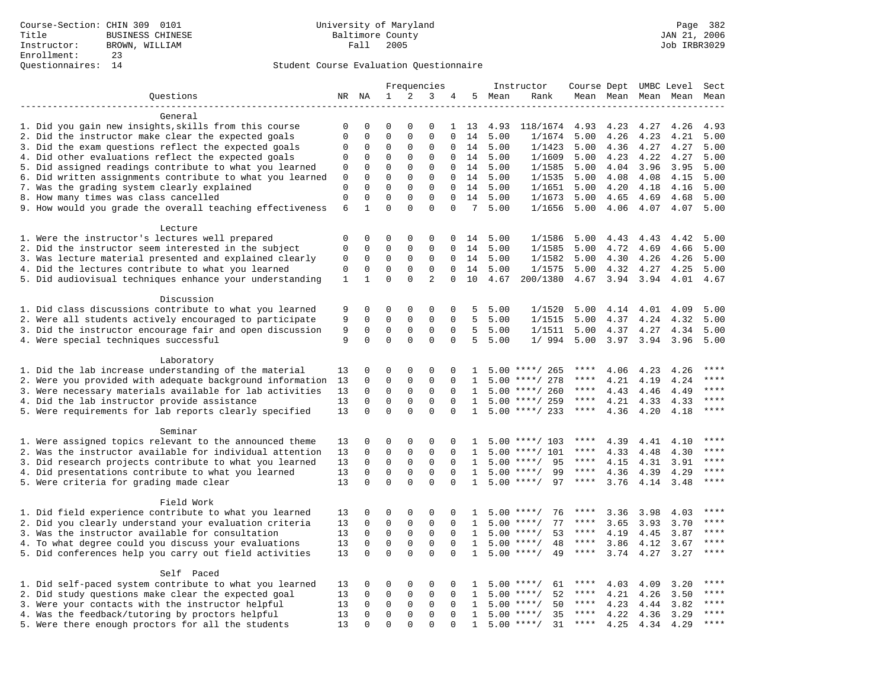Course-Section: CHIN 309 0101
Title: BUSINESS CHINESE
Instructor: BROWN, WILLIAM
Enrollment: 23
Questionnaires: 14

University of Maryland
Baltimore County
Fall 2005

JAN 21, 2006
Job IRBR3029

Student Course Evaluation Questionnaire

| Questions | NR | NA | 1 | 2 | 3 | 4 | 5 | Instructor Mean | Rank | Course Mean | Dept Mean | UMBC Mean | Level Mean | Sect Mean |
|---|---|---|---|---|---|---|---|---|---|---|---|---|---|---|
| **General** | | | | | | | | | | | | | | |
| 1. Did you gain new insights,skills from this course | 0 | 0 | 0 | 0 | 0 | 1 | 13 | 4.93 | 118/1674 | 4.93 | 4.23 | 4.27 | 4.26 | 4.93 |
| 2. Did the instructor make clear the expected goals | 0 | 0 | 0 | 0 | 0 | 0 | 14 | 5.00 | 1/1674 | 5.00 | 4.26 | 4.23 | 4.21 | 5.00 |
| 3. Did the exam questions reflect the expected goals | 0 | 0 | 0 | 0 | 0 | 0 | 14 | 5.00 | 1/1423 | 5.00 | 4.36 | 4.27 | 4.27 | 5.00 |
| 4. Did other evaluations reflect the expected goals | 0 | 0 | 0 | 0 | 0 | 0 | 14 | 5.00 | 1/1609 | 5.00 | 4.23 | 4.22 | 4.27 | 5.00 |
| 5. Did assigned readings contribute to what you learned | 0 | 0 | 0 | 0 | 0 | 0 | 14 | 5.00 | 1/1585 | 5.00 | 4.04 | 3.96 | 3.95 | 5.00 |
| 6. Did written assignments contribute to what you learned | 0 | 0 | 0 | 0 | 0 | 0 | 14 | 5.00 | 1/1535 | 5.00 | 4.08 | 4.08 | 4.15 | 5.00 |
| 7. Was the grading system clearly explained | 0 | 0 | 0 | 0 | 0 | 0 | 14 | 5.00 | 1/1651 | 5.00 | 4.20 | 4.18 | 4.16 | 5.00 |
| 8. How many times was class cancelled | 0 | 0 | 0 | 0 | 0 | 0 | 14 | 5.00 | 1/1673 | 5.00 | 4.65 | 4.69 | 4.68 | 5.00 |
| 9. How would you grade the overall teaching effectiveness | 6 | 1 | 0 | 0 | 0 | 0 | 7 | 5.00 | 1/1656 | 5.00 | 4.06 | 4.07 | 4.07 | 5.00 |
| **Lecture** | | | | | | | | | | | | | | |
| 1. Were the instructor's lectures well prepared | 0 | 0 | 0 | 0 | 0 | 0 | 14 | 5.00 | 1/1586 | 5.00 | 4.43 | 4.43 | 4.42 | 5.00 |
| 2. Did the instructor seem interested in the subject | 0 | 0 | 0 | 0 | 0 | 0 | 14 | 5.00 | 1/1585 | 5.00 | 4.72 | 4.69 | 4.66 | 5.00 |
| 3. Was lecture material presented and explained clearly | 0 | 0 | 0 | 0 | 0 | 0 | 14 | 5.00 | 1/1582 | 5.00 | 4.30 | 4.26 | 4.26 | 5.00 |
| 4. Did the lectures contribute to what you learned | 0 | 0 | 0 | 0 | 0 | 0 | 14 | 5.00 | 1/1575 | 5.00 | 4.32 | 4.27 | 4.25 | 5.00 |
| 5. Did audiovisual techniques enhance your understanding | 1 | 1 | 0 | 0 | 2 | 0 | 10 | 4.67 | 200/1380 | 4.67 | 3.94 | 3.94 | 4.01 | 4.67 |
| **Discussion** | | | | | | | | | | | | | | |
| 1. Did class discussions contribute to what you learned | 9 | 0 | 0 | 0 | 0 | 0 | 5 | 5.00 | 1/1520 | 5.00 | 4.14 | 4.01 | 4.09 | 5.00 |
| 2. Were all students actively encouraged to participate | 9 | 0 | 0 | 0 | 0 | 0 | 5 | 5.00 | 1/1515 | 5.00 | 4.37 | 4.24 | 4.32 | 5.00 |
| 3. Did the instructor encourage fair and open discussion | 9 | 0 | 0 | 0 | 0 | 0 | 5 | 5.00 | 1/1511 | 5.00 | 4.37 | 4.27 | 4.34 | 5.00 |
| 4. Were special techniques successful | 9 | 0 | 0 | 0 | 0 | 0 | 5 | 5.00 | 1/ 994 | 5.00 | 3.97 | 3.94 | 3.96 | 5.00 |
| **Laboratory** | | | | | | | | | | | | | | |
| 1. Did the lab increase understanding of the material | 13 | 0 | 0 | 0 | 0 | 0 | 1 | 5.00 | ****/ 265 | **** | 4.06 | 4.23 | 4.26 | **** |
| 2. Were you provided with adequate background information | 13 | 0 | 0 | 0 | 0 | 0 | 1 | 5.00 | ****/ 278 | **** | 4.21 | 4.19 | 4.24 | **** |
| 3. Were necessary materials available for lab activities | 13 | 0 | 0 | 0 | 0 | 0 | 1 | 5.00 | ****/ 260 | **** | 4.43 | 4.46 | 4.49 | **** |
| 4. Did the lab instructor provide assistance | 13 | 0 | 0 | 0 | 0 | 0 | 1 | 5.00 | ****/ 259 | **** | 4.21 | 4.33 | 4.33 | **** |
| 5. Were requirements for lab reports clearly specified | 13 | 0 | 0 | 0 | 0 | 0 | 1 | 5.00 | ****/ 233 | **** | 4.36 | 4.20 | 4.18 | **** |
| **Seminar** | | | | | | | | | | | | | | |
| 1. Were assigned topics relevant to the announced theme | 13 | 0 | 0 | 0 | 0 | 0 | 1 | 5.00 | ****/ 103 | **** | 4.39 | 4.41 | 4.10 | **** |
| 2. Was the instructor available for individual attention | 13 | 0 | 0 | 0 | 0 | 0 | 1 | 5.00 | ****/ 101 | **** | 4.33 | 4.48 | 4.30 | **** |
| 3. Did research projects contribute to what you learned | 13 | 0 | 0 | 0 | 0 | 0 | 1 | 5.00 | ****/ 95 | **** | 4.15 | 4.31 | 3.91 | **** |
| 4. Did presentations contribute to what you learned | 13 | 0 | 0 | 0 | 0 | 0 | 1 | 5.00 | ****/ 99 | **** | 4.36 | 4.39 | 4.29 | **** |
| 5. Were criteria for grading made clear | 13 | 0 | 0 | 0 | 0 | 0 | 1 | 5.00 | ****/ 97 | **** | 3.76 | 4.14 | 3.48 | **** |
| **Field Work** | | | | | | | | | | | | | | |
| 1. Did field experience contribute to what you learned | 13 | 0 | 0 | 0 | 0 | 0 | 1 | 5.00 | ****/ 76 | **** | 3.36 | 3.98 | 4.03 | **** |
| 2. Did you clearly understand your evaluation criteria | 13 | 0 | 0 | 0 | 0 | 0 | 1 | 5.00 | ****/ 77 | **** | 3.65 | 3.93 | 3.70 | **** |
| 3. Was the instructor available for consultation | 13 | 0 | 0 | 0 | 0 | 0 | 1 | 5.00 | ****/ 53 | **** | 4.19 | 4.45 | 3.87 | **** |
| 4. To what degree could you discuss your evaluations | 13 | 0 | 0 | 0 | 0 | 0 | 1 | 5.00 | ****/ 48 | **** | 3.86 | 4.12 | 3.67 | **** |
| 5. Did conferences help you carry out field activities | 13 | 0 | 0 | 0 | 0 | 0 | 1 | 5.00 | ****/ 49 | **** | 3.74 | 4.27 | 3.27 | **** |
| **Self Paced** | | | | | | | | | | | | | | |
| 1. Did self-paced system contribute to what you learned | 13 | 0 | 0 | 0 | 0 | 0 | 1 | 5.00 | ****/ 61 | **** | 4.03 | 4.09 | 3.20 | **** |
| 2. Did study questions make clear the expected goal | 13 | 0 | 0 | 0 | 0 | 0 | 1 | 5.00 | ****/ 52 | **** | 4.21 | 4.26 | 3.50 | **** |
| 3. Were your contacts with the instructor helpful | 13 | 0 | 0 | 0 | 0 | 0 | 1 | 5.00 | ****/ 50 | **** | 4.23 | 4.44 | 3.82 | **** |
| 4. Was the feedback/tutoring by proctors helpful | 13 | 0 | 0 | 0 | 0 | 0 | 1 | 5.00 | ****/ 35 | **** | 4.22 | 4.36 | 3.29 | **** |
| 5. Were there enough proctors for all the students | 13 | 0 | 0 | 0 | 0 | 0 | 1 | 5.00 | ****/ 31 | **** | 4.25 | 4.34 | 4.29 | **** |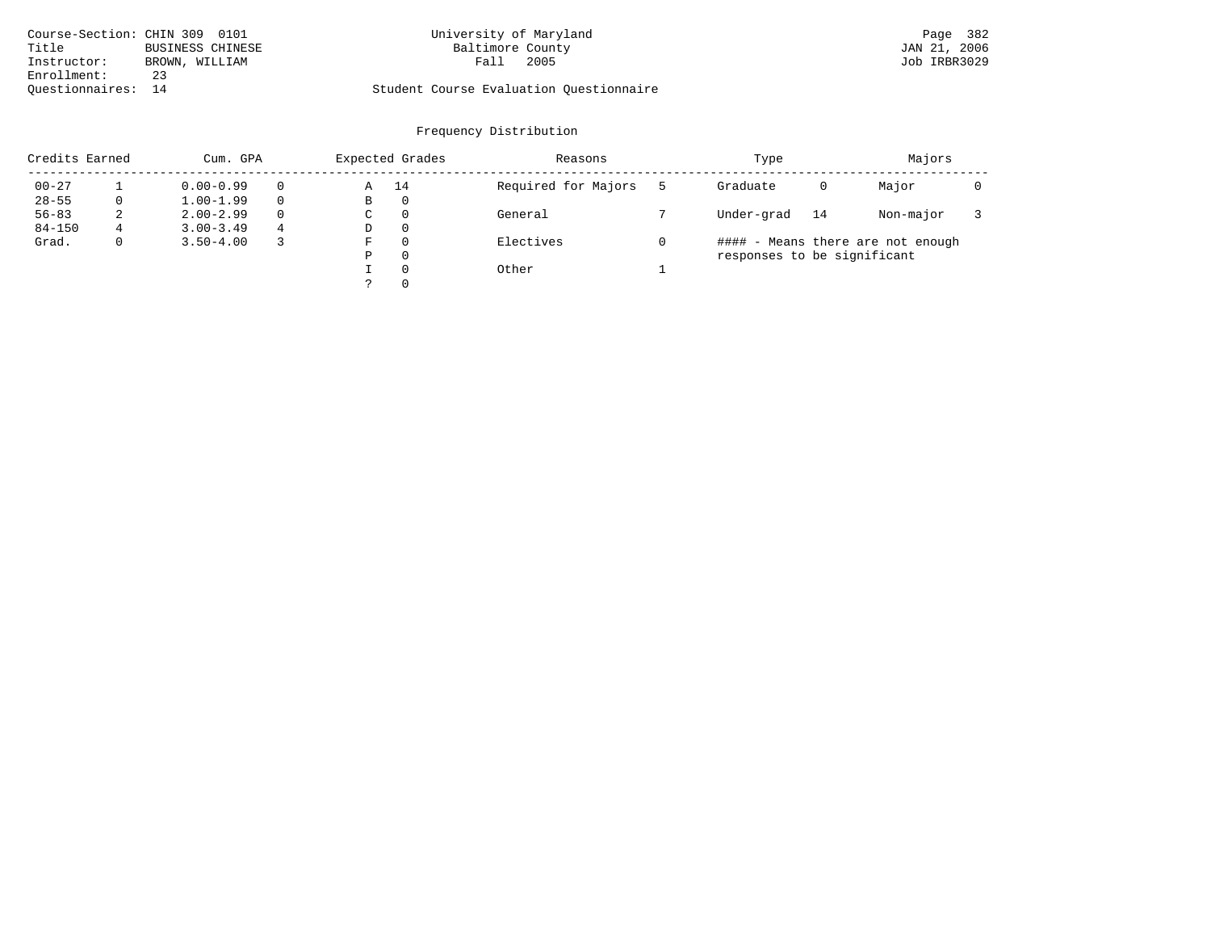Course-Section: CHIN 309 0101
Title BUSINESS CHINESE
Instructor: BROWN, WILLIAM
Enrollment: 23
Questionnaires: 14

University of Maryland
Baltimore County
Fall 2005

Student Course Evaluation Questionnaire

Page 382
JAN 21, 2006
Job IRBR3029

## Frequency Distribution

| Credits Earned | | Cum. GPA | | Expected Grades | | Reasons | | Type | | Majors | |
|---|---|---|---|---|---|---|---|---|---|---|---|
| 00-27 | 1 | 0.00-0.99 | 0 | A | 14 | Required for Majors | 5 | Graduate | 0 | Major | 0 |
| 28-55 | 0 | 1.00-1.99 | 0 | B | 0 | | | | | | |
| 56-83 | 2 | 2.00-2.99 | 0 | C | 0 | General | 7 | Under-grad | 14 | Non-major | 3 |
| 84-150 | 4 | 3.00-3.49 | 4 | D | 0 | | | | | | |
| Grad. | 0 | 3.50-4.00 | 3 | F | 0 | Electives | 0 | | | | |
| | | | | P | 0 | | | | | | |
| | | | | I | 0 | Other | 1 | | | | |
| | | | | ? | 0 | | | | | | |

#### - Means there are not enough responses to be significant